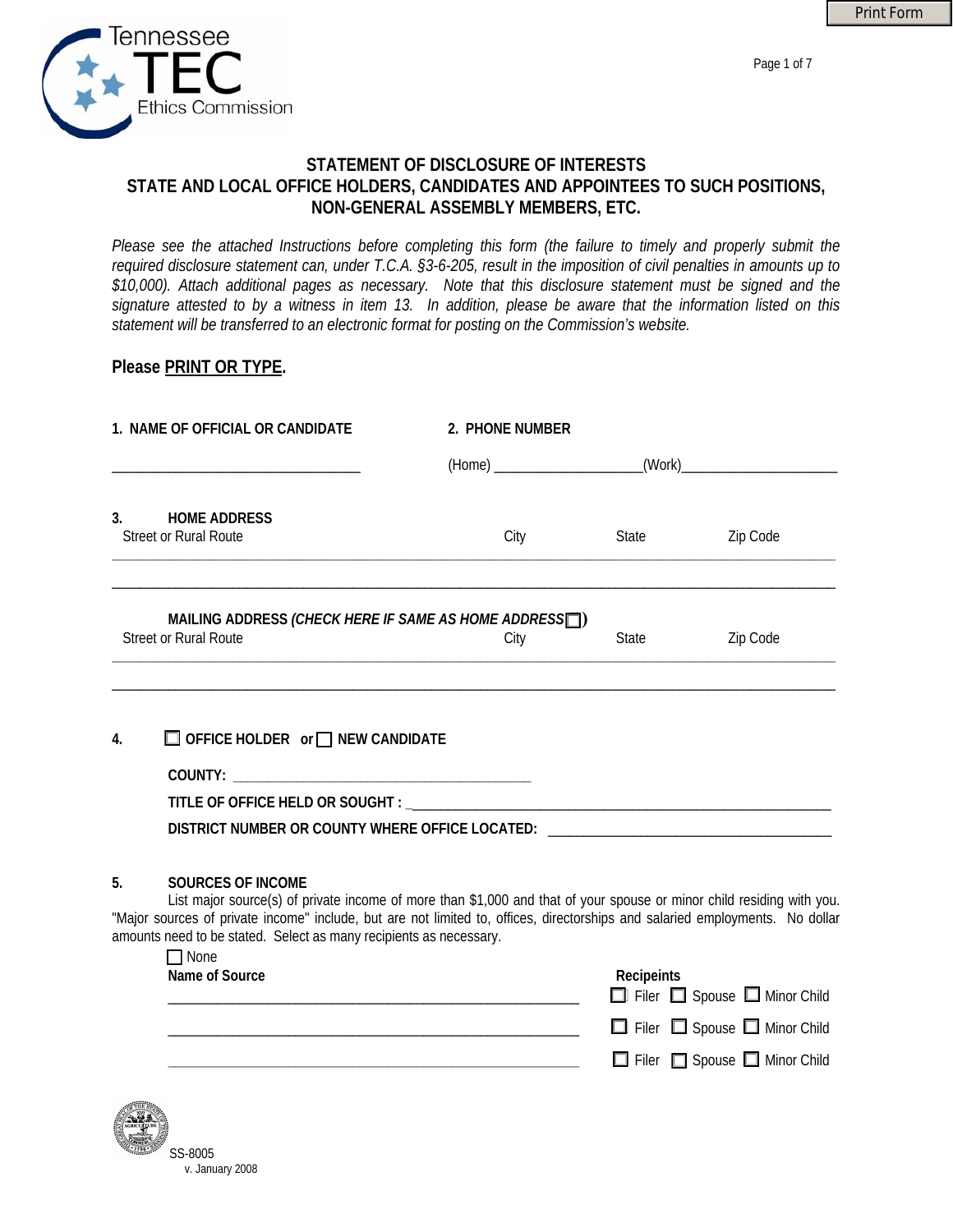Tennessee TEC Ethics Commission

# STATEMENT OF DISCLOSURE OF INTERESTS
## STATE AND LOCAL OFFICE HOLDERS, CANDIDATES AND APPOINTEES TO SUCH POSITIONS, NON-GENERAL ASSEMBLY MEMBERS, ETC.

*Please see the attached Instructions before completing this form (the failure to timely and properly submit the required disclosure statement can, under T.C.A. §3-6-205, result in the imposition of civil penalties in amounts up to $10,000). Attach additional pages as necessary. Note that this disclosure statement must be signed and the signature attested to by a witness in item 13. In addition, please be aware that the information listed on this statement will be transferred to an electronic format for posting on the Commission's website.*

**Please PRINT OR TYPE.**

**1. NAME OF OFFICIAL OR CANDIDATE**

___________________________________

**2. PHONE NUMBER**

(Home) ____________________(Work)______________________

**3. HOME ADDRESS**

| Street or Rural Route | City | State | Zip Code |
|---|---|---|---|
| | | | |
| | | | |

**MAILING ADDRESS *(CHECK HERE IF SAME AS HOME ADDRESS* ☐)**

| Street or Rural Route | City | State | Zip Code |
|---|---|---|---|
| | | | |
| | | | |

**4.** ☐ **OFFICE HOLDER or** ☐ **NEW CANDIDATE**

**COUNTY:** ________________________________________

**TITLE OF OFFICE HELD OR SOUGHT :** _______________________________________________________

**DISTRICT NUMBER OR COUNTY WHERE OFFICE LOCATED:** ______________________________________

**5. SOURCES OF INCOME**

List major source(s) of private income of more than $1,000 and that of your spouse or minor child residing with you. "Major sources of private income" include, but are not limited to, offices, directorships and salaried employments. No dollar amounts need to be stated. Select as many recipients as necessary.

☐ None

| Name of Source | Recipeints |
|---|---|
| ________________________________________________________ | ☐ Filer ☐ Spouse ☐ Minor Child |
| ________________________________________________________ | ☐ Filer ☐ Spouse ☐ Minor Child |
| ________________________________________________________ | ☐ Filer ☐ Spouse ☐ Minor Child |

SS-8005
v. January 2008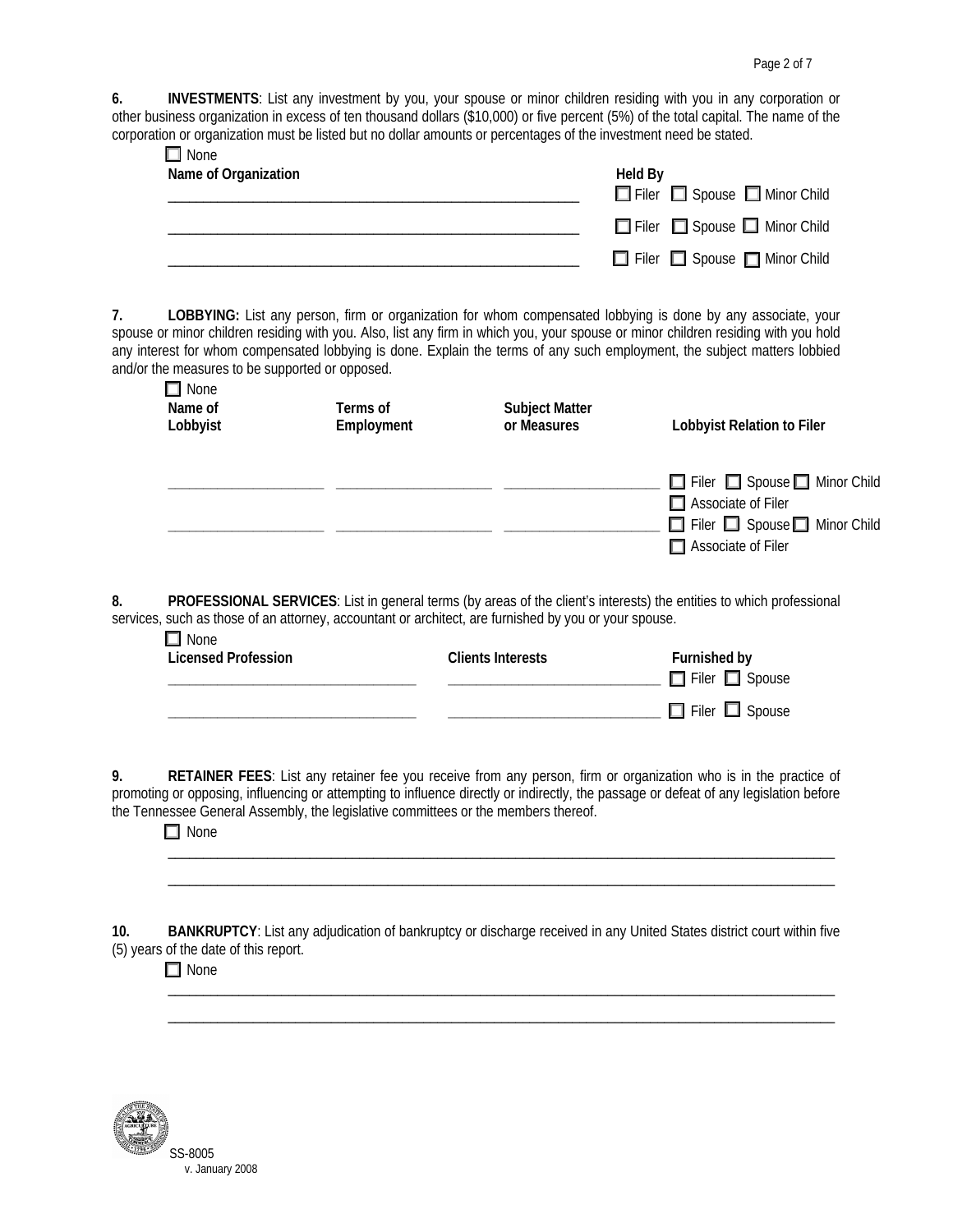**6. INVESTMENTS**: List any investment by you, your spouse or minor children residing with you in any corporation or other business organization in excess of ten thousand dollars ($10,000) or five percent (5%) of the total capital. The name of the corporation or organization must be listed but no dollar amounts or percentages of the investment need be stated.

☐ None

| Name of Organization | Held By |
|---|---|
| ______________________________ | ☐ Filer ☐ Spouse ☐ Minor Child |
| ______________________________ | ☐ Filer ☐ Spouse ☐ Minor Child |
| ______________________________ | ☐ Filer ☐ Spouse ☐ Minor Child |

**7. LOBBYING:** List any person, firm or organization for whom compensated lobbying is done by any associate, your spouse or minor children residing with you. Also, list any firm in which you, your spouse or minor children residing with you hold any interest for whom compensated lobbying is done. Explain the terms of any such employment, the subject matters lobbied and/or the measures to be supported or opposed.

☐ None

| Name of Lobbyist | Terms of Employment | Subject Matter or Measures | Lobbyist Relation to Filer |
|---|---|---|---|
| ____________ | ____________ | ____________ | ☐ Filer ☐ Spouse ☐ Minor Child ☐ Associate of Filer |
| ____________ | ____________ | ____________ | ☐ Filer ☐ Spouse ☐ Minor Child ☐ Associate of Filer |

**8. PROFESSIONAL SERVICES**: List in general terms (by areas of the client's interests) the entities to which professional services, such as those of an attorney, accountant or architect, are furnished by you or your spouse.

☐ None

| Licensed Profession | Clients Interests | Furnished by |
|---|---|---|
| ____________ | ____________ | ☐ Filer ☐ Spouse |
| ____________ | ____________ | ☐ Filer ☐ Spouse |

**9. RETAINER FEES**: List any retainer fee you receive from any person, firm or organization who is in the practice of promoting or opposing, influencing or attempting to influence directly or indirectly, the passage or defeat of any legislation before the Tennessee General Assembly, the legislative committees or the members thereof.

☐ None

______________________________________________________________________

______________________________________________________________________

**10. BANKRUPTCY**: List any adjudication of bankruptcy or discharge received in any United States district court within five (5) years of the date of this report.

☐ None

______________________________________________________________________

______________________________________________________________________

SS-8005
v. January 2008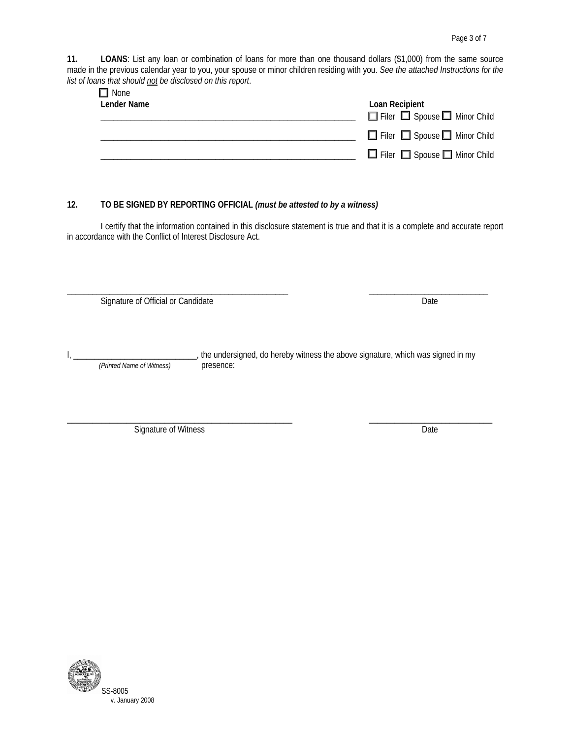**11.** **LOANS**: List any loan or combination of loans for more than one thousand dollars ($1,000) from the same source made in the previous calendar year to you, your spouse or minor children residing with you. *See the attached Instructions for the list of loans that should not be disclosed on this report*.

☐ None

| Lender Name | Loan Recipient |
|---|---|
| ___________________________________________ | ☐ Filer ☐ Spouse ☐ Minor Child |
| ___________________________________________ | ☐ Filer ☐ Spouse ☐ Minor Child |
| ___________________________________________ | ☐ Filer ☐ Spouse ☐ Minor Child |

**12.** **TO BE SIGNED BY REPORTING OFFICIAL** ***(must be attested to by a witness)***

I certify that the information contained in this disclosure statement is true and that it is a complete and accurate report in accordance with the Conflict of Interest Disclosure Act.

_____________________________________________ &nbsp;&nbsp;&nbsp;&nbsp; ___________________________

Signature of Official or Candidate &nbsp;&nbsp;&nbsp;&nbsp; Date

I, ___________________________ *(Printed Name of Witness)*, the undersigned, do hereby witness the above signature, which was signed in my presence:

_____________________________________________ &nbsp;&nbsp;&nbsp;&nbsp; ___________________________

Signature of Witness &nbsp;&nbsp;&nbsp;&nbsp; Date

SS-8005
v. January 2008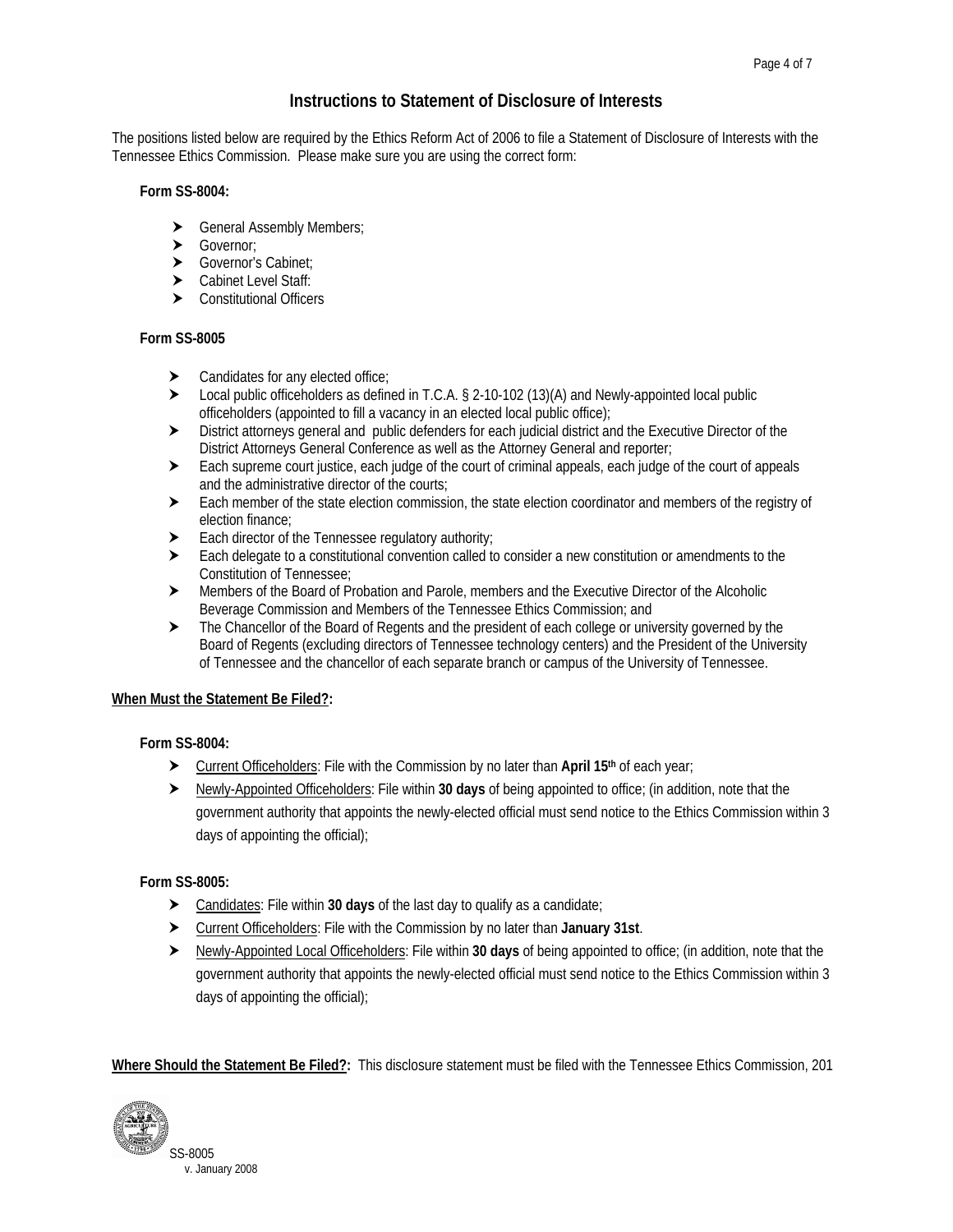## Instructions to Statement of Disclosure of Interests

The positions listed below are required by the Ethics Reform Act of 2006 to file a Statement of Disclosure of Interests with the Tennessee Ethics Commission. Please make sure you are using the correct form:

**Form SS-8004:**

- General Assembly Members;
- Governor;
- Governor's Cabinet;
- Cabinet Level Staff:
- Constitutional Officers

**Form SS-8005**

- Candidates for any elected office;
- Local public officeholders as defined in T.C.A. § 2-10-102 (13)(A) and Newly-appointed local public officeholders (appointed to fill a vacancy in an elected local public office);
- District attorneys general and public defenders for each judicial district and the Executive Director of the District Attorneys General Conference as well as the Attorney General and reporter;
- Each supreme court justice, each judge of the court of criminal appeals, each judge of the court of appeals and the administrative director of the courts;
- Each member of the state election commission, the state election coordinator and members of the registry of election finance;
- Each director of the Tennessee regulatory authority;
- Each delegate to a constitutional convention called to consider a new constitution or amendments to the Constitution of Tennessee;
- Members of the Board of Probation and Parole, members and the Executive Director of the Alcoholic Beverage Commission and Members of the Tennessee Ethics Commission; and
- The Chancellor of the Board of Regents and the president of each college or university governed by the Board of Regents (excluding directors of Tennessee technology centers) and the President of the University of Tennessee and the chancellor of each separate branch or campus of the University of Tennessee.

**When Must the Statement Be Filed?:**

**Form SS-8004:**

- Current Officeholders: File with the Commission by no later than **April 15th** of each year;
- Newly-Appointed Officeholders: File within **30 days** of being appointed to office; (in addition, note that the government authority that appoints the newly-elected official must send notice to the Ethics Commission within 3 days of appointing the official);

**Form SS-8005:**

- Candidates: File within **30 days** of the last day to qualify as a candidate;
- Current Officeholders: File with the Commission by no later than **January 31st**.
- Newly-Appointed Local Officeholders: File within **30 days** of being appointed to office; (in addition, note that the government authority that appoints the newly-elected official must send notice to the Ethics Commission within 3 days of appointing the official);

**Where Should the Statement Be Filed?:** This disclosure statement must be filed with the Tennessee Ethics Commission, 201

SS-8005
v. January 2008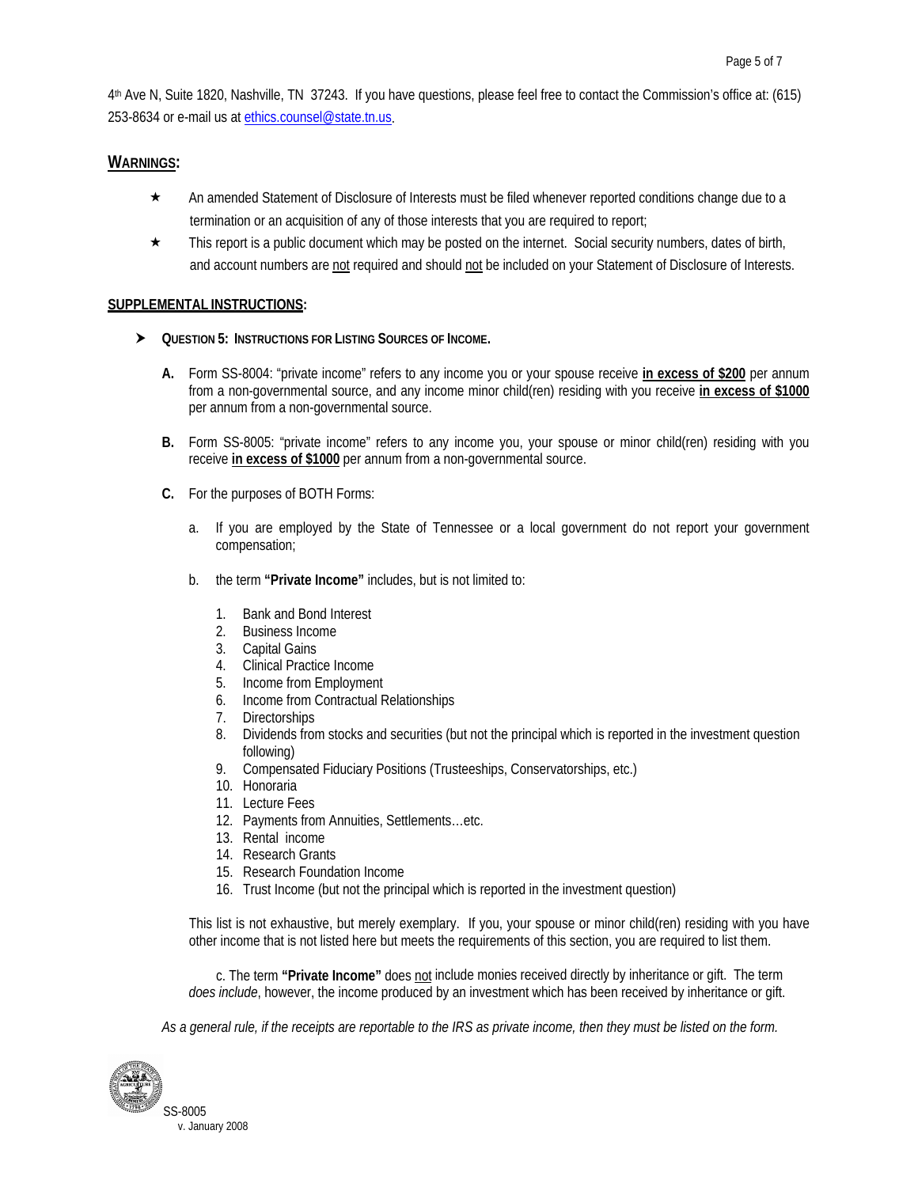4th Ave N, Suite 1820, Nashville, TN 37243. If you have questions, please feel free to contact the Commission's office at: (615) 253-8634 or e-mail us at ethics.counsel@state.tn.us.

## WARNINGS:

- ★ An amended Statement of Disclosure of Interests must be filed whenever reported conditions change due to a termination or an acquisition of any of those interests that you are required to report;
- ★ This report is a public document which may be posted on the internet. Social security numbers, dates of birth, and account numbers are not required and should not be included on your Statement of Disclosure of Interests.

## SUPPLEMENTAL INSTRUCTIONS:

- **QUESTION 5: INSTRUCTIONS FOR LISTING SOURCES OF INCOME.**

**A.** Form SS-8004: "private income" refers to any income you or your spouse receive **in excess of $200** per annum from a non-governmental source, and any income minor child(ren) residing with you receive **in excess of $1000** per annum from a non-governmental source.

**B.** Form SS-8005: "private income" refers to any income you, your spouse or minor child(ren) residing with you receive **in excess of $1000** per annum from a non-governmental source.

**C.** For the purposes of BOTH Forms:

a. If you are employed by the State of Tennessee or a local government do not report your government compensation;

b. the term **"Private Income"** includes, but is not limited to:

1. Bank and Bond Interest
2. Business Income
3. Capital Gains
4. Clinical Practice Income
5. Income from Employment
6. Income from Contractual Relationships
7. Directorships
8. Dividends from stocks and securities (but not the principal which is reported in the investment question following)
9. Compensated Fiduciary Positions (Trusteeships, Conservatorships, etc.)
10. Honoraria
11. Lecture Fees
12. Payments from Annuities, Settlements…etc.
13. Rental income
14. Research Grants
15. Research Foundation Income
16. Trust Income (but not the principal which is reported in the investment question)

This list is not exhaustive, but merely exemplary. If you, your spouse or minor child(ren) residing with you have other income that is not listed here but meets the requirements of this section, you are required to list them.

c. The term **"Private Income"** does not include monies received directly by inheritance or gift. The term *does include*, however, the income produced by an investment which has been received by inheritance or gift.

*As a general rule, if the receipts are reportable to the IRS as private income, then they must be listed on the form.*

SS-8005
v. January 2008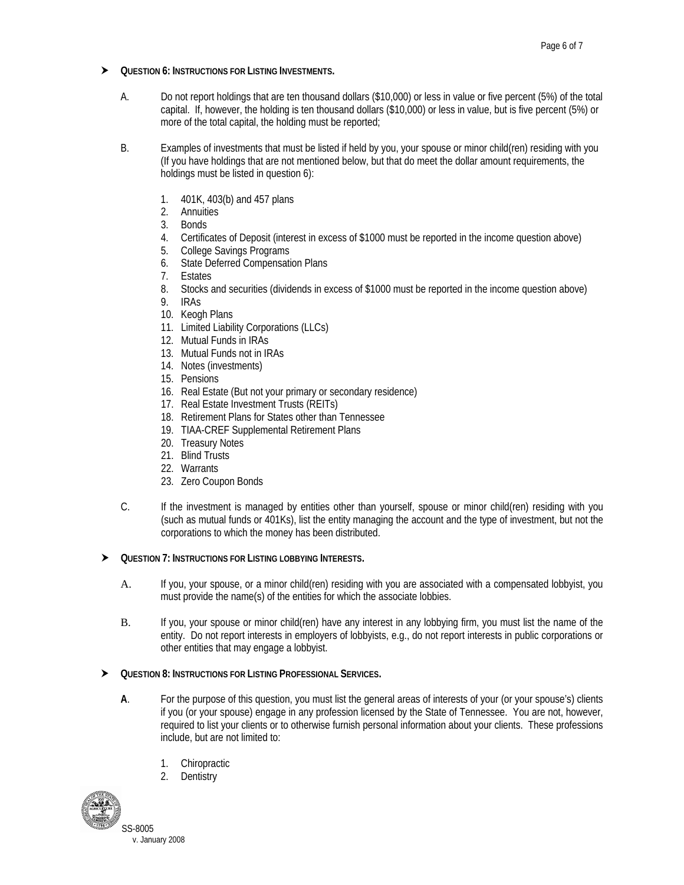- **QUESTION 6: INSTRUCTIONS FOR LISTING INVESTMENTS.**

    A. Do not report holdings that are ten thousand dollars ($10,000) or less in value or five percent (5%) of the total capital. If, however, the holding is ten thousand dollars ($10,000) or less in value, but is five percent (5%) or more of the total capital, the holding must be reported;

    B. Examples of investments that must be listed if held by you, your spouse or minor child(ren) residing with you (If you have holdings that are not mentioned below, but that do meet the dollar amount requirements, the holdings must be listed in question 6):

    1. 401K, 403(b) and 457 plans
    2. Annuities
    3. Bonds
    4. Certificates of Deposit (interest in excess of $1000 must be reported in the income question above)
    5. College Savings Programs
    6. State Deferred Compensation Plans
    7. Estates
    8. Stocks and securities (dividends in excess of $1000 must be reported in the income question above)
    9. IRAs
    10. Keogh Plans
    11. Limited Liability Corporations (LLCs)
    12. Mutual Funds in IRAs
    13. Mutual Funds not in IRAs
    14. Notes (investments)
    15. Pensions
    16. Real Estate (But not your primary or secondary residence)
    17. Real Estate Investment Trusts (REITs)
    18. Retirement Plans for States other than Tennessee
    19. TIAA-CREF Supplemental Retirement Plans
    20. Treasury Notes
    21. Blind Trusts
    22. Warrants
    23. Zero Coupon Bonds

    C. If the investment is managed by entities other than yourself, spouse or minor child(ren) residing with you (such as mutual funds or 401Ks), list the entity managing the account and the type of investment, but not the corporations to which the money has been distributed.

- **QUESTION 7: INSTRUCTIONS FOR LISTING LOBBYING INTERESTS.**

    A. If you, your spouse, or a minor child(ren) residing with you are associated with a compensated lobbyist, you must provide the name(s) of the entities for which the associate lobbies.

    B. If you, your spouse or minor child(ren) have any interest in any lobbying firm, you must list the name of the entity. Do not report interests in employers of lobbyists, e.g., do not report interests in public corporations or other entities that may engage a lobbyist.

- **QUESTION 8: INSTRUCTIONS FOR LISTING PROFESSIONAL SERVICES.**

    **A**. For the purpose of this question, you must list the general areas of interests of your (or your spouse's) clients if you (or your spouse) engage in any profession licensed by the State of Tennessee. You are not, however, required to list your clients or to otherwise furnish personal information about your clients. These professions include, but are not limited to:

    1. Chiropractic
    2. Dentistry

SS-8005
v. January 2008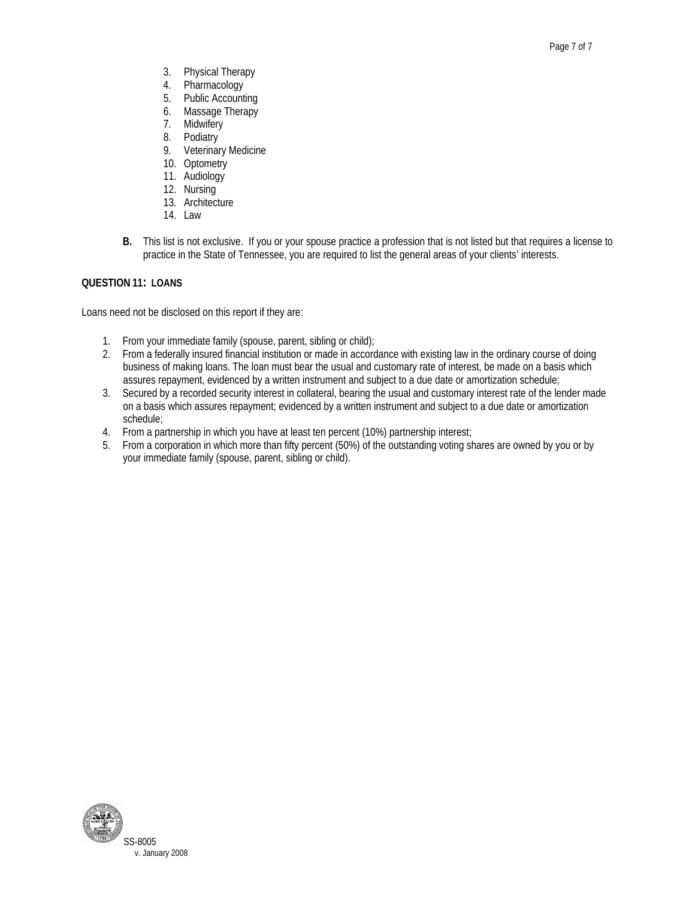3. Physical Therapy
4. Pharmacology
5. Public Accounting
6. Massage Therapy
7. Midwifery
8. Podiatry
9. Veterinary Medicine
10. Optometry
11. Audiology
12. Nursing
13. Architecture
14. Law

**B.** This list is not exclusive. If you or your spouse practice a profession that is not listed but that requires a license to practice in the State of Tennessee, you are required to list the general areas of your clients' interests.

**QUESTION 11: LOANS**

Loans need not be disclosed on this report if they are:

1. From your immediate family (spouse, parent, sibling or child);
2. From a federally insured financial institution or made in accordance with existing law in the ordinary course of doing business of making loans. The loan must bear the usual and customary rate of interest, be made on a basis which assures repayment, evidenced by a written instrument and subject to a due date or amortization schedule;
3. Secured by a recorded security interest in collateral, bearing the usual and customary interest rate of the lender made on a basis which assures repayment; evidenced by a written instrument and subject to a due date or amortization schedule;
4. From a partnership in which you have at least ten percent (10%) partnership interest;
5. From a corporation in which more than fifty percent (50%) of the outstanding voting shares are owned by you or by your immediate family (spouse, parent, sibling or child).

SS-8005
v. January 2008